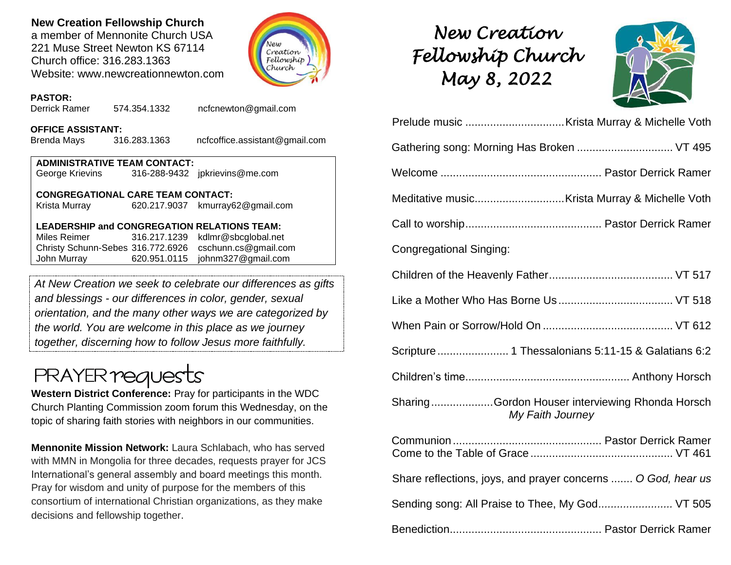**New Creation Fellowship Church**
a member of Mennonite Church USA
221 Muse Street Newton KS 67114
Church office: 316.283.1363
Website: www.newcreationnewton.com

**PASTOR:**
Derrick Ramer 574.354.1332 ncfcnewton@gmail.com

**OFFICE ASSISTANT:**
Brenda Mays 316.283.1363 ncfcoffice.assistant@gmail.com

**ADMINISTRATIVE TEAM CONTACT:**
George Krievins 316-288-9432 jpkrievins@me.com

**CONGREGATIONAL CARE TEAM CONTACT:**
Krista Murray 620.217.9037 kmurray62@gmail.com

**LEADERSHIP and CONGREGATION RELATIONS TEAM:**
Miles Reimer 316.217.1239 kdlmr@sbcglobal.net
Christy Schunn-Sebes 316.772.6926 cschunn.cs@gmail.com
John Murray 620.951.0115 johnm327@gmail.com

*At New Creation we seek to celebrate our differences as gifts and blessings - our differences in color, gender, sexual orientation, and the many other ways we are categorized by the world. You are welcome in this place as we journey together, discerning how to follow Jesus more faithfully.*

## PRAYER requests

**Western District Conference:** Pray for participants in the WDC Church Planting Commission zoom forum this Wednesday, on the topic of sharing faith stories with neighbors in our communities.

**Mennonite Mission Network:** Laura Schlabach, who has served with MMN in Mongolia for three decades, requests prayer for JCS International's general assembly and board meetings this month. Pray for wisdom and unity of purpose for the members of this consortium of international Christian organizations, as they make decisions and fellowship together.

# *New Creation Fellowship Church May 8, 2022*

Prelude music ................................ Krista Murray & Michelle Voth

Gathering song: Morning Has Broken ............................... VT 495

Welcome ................................................... Pastor Derrick Ramer

Meditative music............................. Krista Murray & Michelle Voth

Call to worship............................................ Pastor Derrick Ramer

Congregational Singing:

Children of the Heavenly Father....................................... VT 517

Like a Mother Who Has Borne Us..................................... VT 518

When Pain or Sorrow/Hold On .......................................... VT 612

Scripture ....................... 1 Thessalonians 5:11-15 & Galatians 6:2

Children's time.................................................... Anthony Horsch

Sharing .................... Gordon Houser interviewing Rhonda Horsch
*My Faith Journey*

Communion ................................................ Pastor Derrick Ramer
Come to the Table of Grace .............................................. VT 461

Share reflections, joys, and prayer concerns ....... *O God, hear us*

Sending song: All Praise to Thee, My God........................ VT 505

Benediction................................................ Pastor Derrick Ramer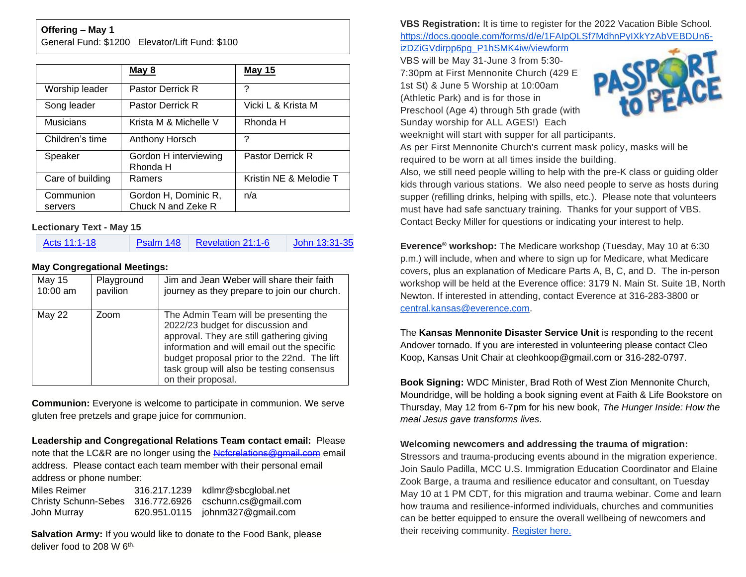**Offering – May 1**
General Fund: $1200   Elevator/Lift Fund: $100

| | May 8 | May 15 |
|---|---|---|
| Worship leader | Pastor Derrick R | ? |
| Song leader | Pastor Derrick R | Vicki L & Krista M |
| Musicians | Krista M & Michelle V | Rhonda H |
| Children's time | Anthony Horsch | ? |
| Speaker | Gordon H interviewing Rhonda H | Pastor Derrick R |
| Care of building | Ramers | Kristin NE & Melodie T |
| Communion servers | Gordon H, Dominic R, Chuck N and Zeke R | n/a |

**Lectionary Text - May 15**

| | | | |
|---|---|---|---|
| Acts 11:1-18 | Psalm 148 | Revelation 21:1-6 | John 13:31-35 |

**May Congregational Meetings:**

| | | |
|---|---|---|
| May 15 10:00 am | Playground pavilion | Jim and Jean Weber will share their faith journey as they prepare to join our church. |
| May 22 | Zoom | The Admin Team will be presenting the 2022/23 budget for discussion and approval. They are still gathering giving information and will email out the specific budget proposal prior to the 22nd. The lift task group will also be testing consensus on their proposal. |

**Communion:** Everyone is welcome to participate in communion. We serve gluten free pretzels and grape juice for communion.

**Leadership and Congregational Relations Team contact email:** Please note that the LC&R are no longer using the ~~Ncfcrelations@gmail.com~~ email address. Please contact each team member with their personal email address or phone number:

| | | |
|---|---|---|
| Miles Reimer | 316.217.1239 | kdlmr@sbcglobal.net |
| Christy Schunn-Sebes | 316.772.6926 | cschunn.cs@gmail.com |
| John Murray | 620.951.0115 | johnm327@gmail.com |

**Salvation Army:** If you would like to donate to the Food Bank, please deliver food to 208 W 6th.

**VBS Registration:** It is time to register for the 2022 Vacation Bible School. https://docs.google.com/forms/d/e/1FAIpQLSf7MdhnPyIXkYzAbVEBDUn6-izDZiGVdirpp6pg_P1hSMK4iw/viewform

VBS will be May 31-June 3 from 5:30-7:30pm at First Mennonite Church (429 E 1st St) & June 5 Worship at 10:00am (Athletic Park) and is for those in Preschool (Age 4) through 5th grade (with Sunday worship for ALL AGES!) Each weeknight will start with supper for all participants.
As per First Mennonite Church's current mask policy, masks will be required to be worn at all times inside the building.
Also, we still need people willing to help with the pre-K class or guiding older kids through various stations. We also need people to serve as hosts during supper (refilling drinks, helping with spills, etc.). Please note that volunteers must have had safe sanctuary training. Thanks for your support of VBS. Contact Becky Miller for questions or indicating your interest to help.

**Everence® workshop:** The Medicare workshop (Tuesday, May 10 at 6:30 p.m.) will include, when and where to sign up for Medicare, what Medicare covers, plus an explanation of Medicare Parts A, B, C, and D. The in-person workshop will be held at the Everence office: 3179 N. Main St. Suite 1B, North Newton. If interested in attending, contact Everence at 316-283-3800 or central.kansas@everence.com.

The **Kansas Mennonite Disaster Service Unit** is responding to the recent Andover tornado. If you are interested in volunteering please contact Cleo Koop, Kansas Unit Chair at cleohkoop@gmail.com or 316-282-0797.

**Book Signing:** WDC Minister, Brad Roth of West Zion Mennonite Church, Moundridge, will be holding a book signing event at Faith & Life Bookstore on Thursday, May 12 from 6-7pm for his new book, *The Hunger Inside: How the meal Jesus gave transforms lives*.

**Welcoming newcomers and addressing the trauma of migration:**
Stressors and trauma-producing events abound in the migration experience. Join Saulo Padilla, MCC U.S. Immigration Education Coordinator and Elaine Zook Barge, a trauma and resilience educator and consultant, on Tuesday May 10 at 1 PM CDT, for this migration and trauma webinar. Come and learn how trauma and resilience-informed individuals, churches and communities can be better equipped to ensure the overall wellbeing of newcomers and their receiving community. Register here.